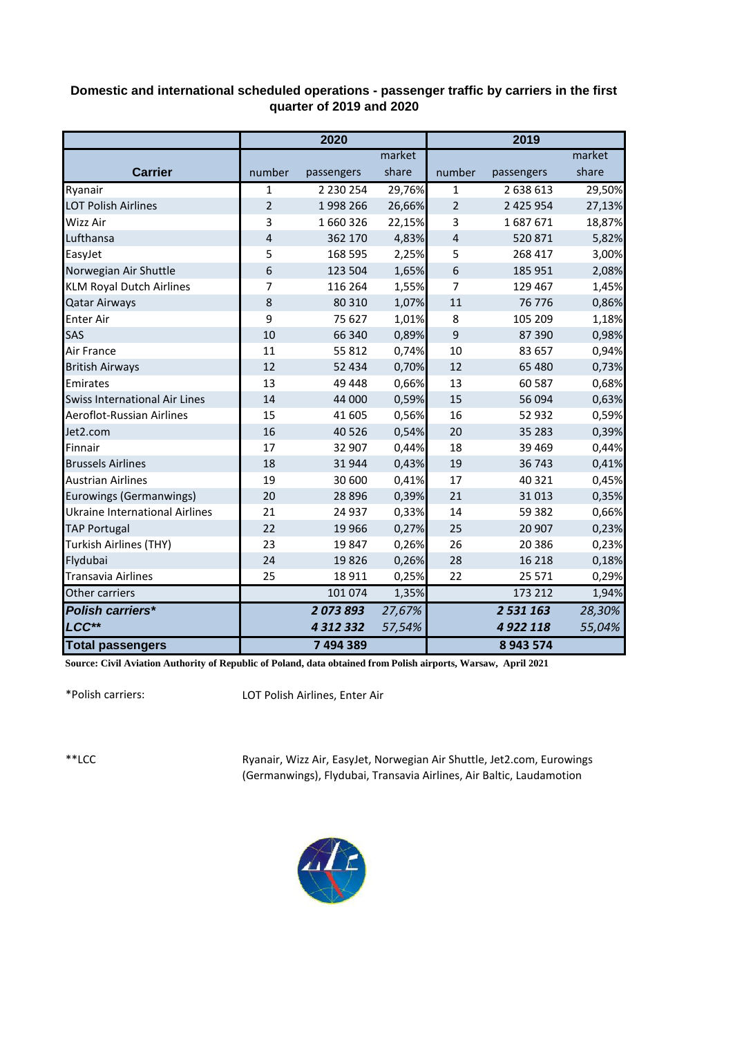**Domestic and international scheduled operations - passenger traffic by carriers in the first quarter of 2019 and 2020**

| | 2020 | | | 2019 | | |
|---|---|---|---|---|---|---|
| **Carrier** | number | passengers | market share | number | passengers | market share |
| Ryanair | 1 | 2 230 254 | 29,76% | 1 | 2 638 613 | 29,50% |
| LOT Polish Airlines | 2 | 1 998 266 | 26,66% | 2 | 2 425 954 | 27,13% |
| Wizz Air | 3 | 1 660 326 | 22,15% | 3 | 1 687 671 | 18,87% |
| Lufthansa | 4 | 362 170 | 4,83% | 4 | 520 871 | 5,82% |
| EasyJet | 5 | 168 595 | 2,25% | 5 | 268 417 | 3,00% |
| Norwegian Air Shuttle | 6 | 123 504 | 1,65% | 6 | 185 951 | 2,08% |
| KLM Royal Dutch Airlines | 7 | 116 264 | 1,55% | 7 | 129 467 | 1,45% |
| Qatar Airways | 8 | 80 310 | 1,07% | 11 | 76 776 | 0,86% |
| Enter Air | 9 | 75 627 | 1,01% | 8 | 105 209 | 1,18% |
| SAS | 10 | 66 340 | 0,89% | 9 | 87 390 | 0,98% |
| Air France | 11 | 55 812 | 0,74% | 10 | 83 657 | 0,94% |
| British Airways | 12 | 52 434 | 0,70% | 12 | 65 480 | 0,73% |
| Emirates | 13 | 49 448 | 0,66% | 13 | 60 587 | 0,68% |
| Swiss International Air Lines | 14 | 44 000 | 0,59% | 15 | 56 094 | 0,63% |
| Aeroflot-Russian Airlines | 15 | 41 605 | 0,56% | 16 | 52 932 | 0,59% |
| Jet2.com | 16 | 40 526 | 0,54% | 20 | 35 283 | 0,39% |
| Finnair | 17 | 32 907 | 0,44% | 18 | 39 469 | 0,44% |
| Brussels Airlines | 18 | 31 944 | 0,43% | 19 | 36 743 | 0,41% |
| Austrian Airlines | 19 | 30 600 | 0,41% | 17 | 40 321 | 0,45% |
| Eurowings (Germanwings) | 20 | 28 896 | 0,39% | 21 | 31 013 | 0,35% |
| Ukraine International Airlines | 21 | 24 937 | 0,33% | 14 | 59 382 | 0,66% |
| TAP Portugal | 22 | 19 966 | 0,27% | 25 | 20 907 | 0,23% |
| Turkish Airlines (THY) | 23 | 19 847 | 0,26% | 26 | 20 386 | 0,23% |
| Flydubai | 24 | 19 826 | 0,26% | 28 | 16 218 | 0,18% |
| Transavia Airlines | 25 | 18 911 | 0,25% | 22 | 25 571 | 0,29% |
| Other carriers | | 101 074 | 1,35% | | 173 212 | 1,94% |
| ***Polish carriers**** | | ***2 073 893*** | *27,67%* | | ***2 531 163*** | *28,30%* |
| ***LCC***** | | ***4 312 332*** | *57,54%* | | ***4 922 118*** | *55,04%* |
| **Total passengers** | | **7 494 389** | | | **8 943 574** | |

**Source: Civil Aviation Authority of Republic of Poland, data obtained from Polish airports, Warsaw, April 2021**

*Polish carriers: LOT Polish Airlines, Enter Air

**LCC Ryanair, Wizz Air, EasyJet, Norwegian Air Shuttle, Jet2.com, Eurowings (Germanwings), Flydubai, Transavia Airlines, Air Baltic, Laudamotion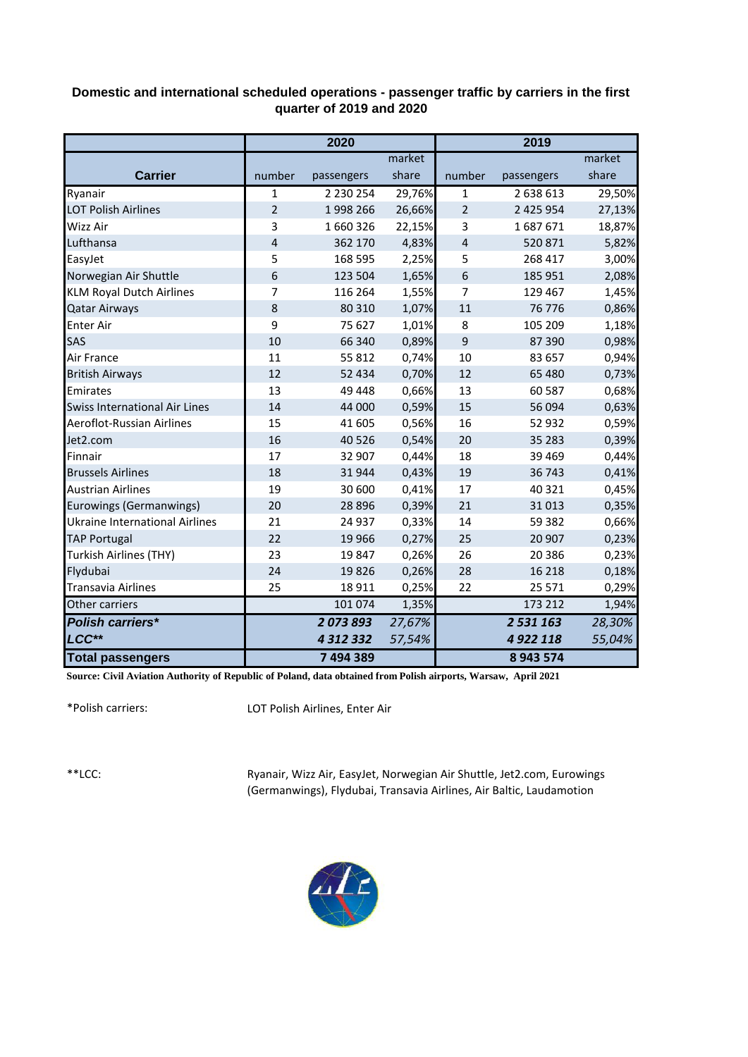# Domestic and international scheduled operations - passenger traffic by carriers in the first quarter of 2019 and 2020

| Carrier | 2020 | | | 2019 | | |
|---|---|---|---|---|---|---|
| | number | passengers | market share | number | passengers | market share |
| Ryanair | 1 | 2 230 254 | 29,76% | 1 | 2 638 613 | 29,50% |
| LOT Polish Airlines | 2 | 1 998 266 | 26,66% | 2 | 2 425 954 | 27,13% |
| Wizz Air | 3 | 1 660 326 | 22,15% | 3 | 1 687 671 | 18,87% |
| Lufthansa | 4 | 362 170 | 4,83% | 4 | 520 871 | 5,82% |
| EasyJet | 5 | 168 595 | 2,25% | 5 | 268 417 | 3,00% |
| Norwegian Air Shuttle | 6 | 123 504 | 1,65% | 6 | 185 951 | 2,08% |
| KLM Royal Dutch Airlines | 7 | 116 264 | 1,55% | 7 | 129 467 | 1,45% |
| Qatar Airways | 8 | 80 310 | 1,07% | 11 | 76 776 | 0,86% |
| Enter Air | 9 | 75 627 | 1,01% | 8 | 105 209 | 1,18% |
| SAS | 10 | 66 340 | 0,89% | 9 | 87 390 | 0,98% |
| Air France | 11 | 55 812 | 0,74% | 10 | 83 657 | 0,94% |
| British Airways | 12 | 52 434 | 0,70% | 12 | 65 480 | 0,73% |
| Emirates | 13 | 49 448 | 0,66% | 13 | 60 587 | 0,68% |
| Swiss International Air Lines | 14 | 44 000 | 0,59% | 15 | 56 094 | 0,63% |
| Aeroflot-Russian Airlines | 15 | 41 605 | 0,56% | 16 | 52 932 | 0,59% |
| Jet2.com | 16 | 40 526 | 0,54% | 20 | 35 283 | 0,39% |
| Finnair | 17 | 32 907 | 0,44% | 18 | 39 469 | 0,44% |
| Brussels Airlines | 18 | 31 944 | 0,43% | 19 | 36 743 | 0,41% |
| Austrian Airlines | 19 | 30 600 | 0,41% | 17 | 40 321 | 0,45% |
| Eurowings (Germanwings) | 20 | 28 896 | 0,39% | 21 | 31 013 | 0,35% |
| Ukraine International Airlines | 21 | 24 937 | 0,33% | 14 | 59 382 | 0,66% |
| TAP Portugal | 22 | 19 966 | 0,27% | 25 | 20 907 | 0,23% |
| Turkish Airlines (THY) | 23 | 19 847 | 0,26% | 26 | 20 386 | 0,23% |
| Flydubai | 24 | 19 826 | 0,26% | 28 | 16 218 | 0,18% |
| Transavia Airlines | 25 | 18 911 | 0,25% | 22 | 25 571 | 0,29% |
| Other carriers | | 101 074 | 1,35% | | 173 212 | 1,94% |
| ***Polish carriers**** | | ***2 073 893*** | *27,67%* | | ***2 531 163*** | *28,30%* |
| ***LCC***** | | ***4 312 332*** | *57,54%* | | ***4 922 118*** | *55,04%* |
| **Total passengers** | | **7 494 389** | | | **8 943 574** | |

**Source: Civil Aviation Authority of Republic of Poland, data obtained from Polish airports, Warsaw, April 2021**

*Polish carriers: LOT Polish Airlines, Enter Air

**LCC: Ryanair, Wizz Air, EasyJet, Norwegian Air Shuttle, Jet2.com, Eurowings (Germanwings), Flydubai, Transavia Airlines, Air Baltic, Laudamotion